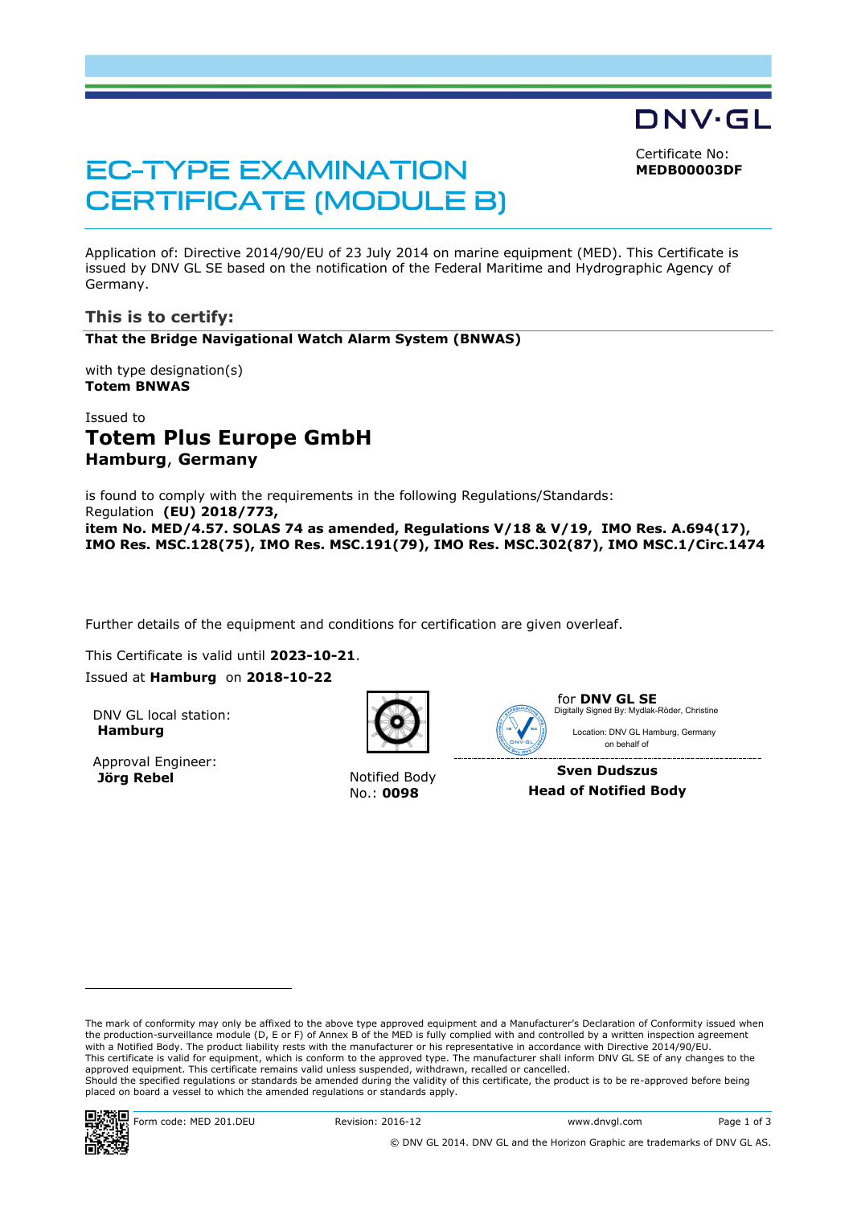DNV·GL

# EC-TYPE EXAMINATION CERTIFICATE (MODULE B)

Certificate No:
**MEDB00003DF**

Application of: Directive 2014/90/EU of 23 July 2014 on marine equipment (MED). This Certificate is issued by DNV GL SE based on the notification of the Federal Maritime and Hydrographic Agency of Germany.

## This is to certify:

**That the Bridge Navigational Watch Alarm System (BNWAS)**

with type designation(s)
**Totem BNWAS**

Issued to
## Totem Plus Europe GmbH
**Hamburg**, **Germany**

is found to comply with the requirements in the following Regulations/Standards:
Regulation **(EU) 2018/773,**
**item No. MED/4.57. SOLAS 74 as amended, Regulations V/18 & V/19, IMO Res. A.694(17), IMO Res. MSC.128(75), IMO Res. MSC.191(79), IMO Res. MSC.302(87), IMO MSC.1/Circ.1474**

Further details of the equipment and conditions for certification are given overleaf.

This Certificate is valid until **2023-10-21**.
Issued at **Hamburg** on **2018-10-22**

DNV GL local station:
**Hamburg**

Approval Engineer:
**Jörg Rebel**

Notified Body
No.: **0098**

for **DNV GL SE**
Digitally Signed By: Mydlak-Röder, Christine
Location: DNV GL Hamburg, Germany
on behalf of

**Sven Dudszus**
**Head of Notified Body**

The mark of conformity may only be affixed to the above type approved equipment and a Manufacturer's Declaration of Conformity issued when the production-surveillance module (D, E or F) of Annex B of the MED is fully complied with and controlled by a written inspection agreement with a Notified Body. The product liability rests with the manufacturer or his representative in accordance with Directive 2014/90/EU. This certificate is valid for equipment, which is conform to the approved type. The manufacturer shall inform DNV GL SE of any changes to the approved equipment. This certificate remains valid unless suspended, withdrawn, recalled or cancelled.
Should the specified regulations or standards be amended during the validity of this certificate, the product is to be re-approved before being placed on board a vessel to which the amended regulations or standards apply.

Form code: MED 201.DEU | Revision: 2016-12 | www.dnvgl.com

© DNV GL 2014. DNV GL and the Horizon Graphic are trademarks of DNV GL AS.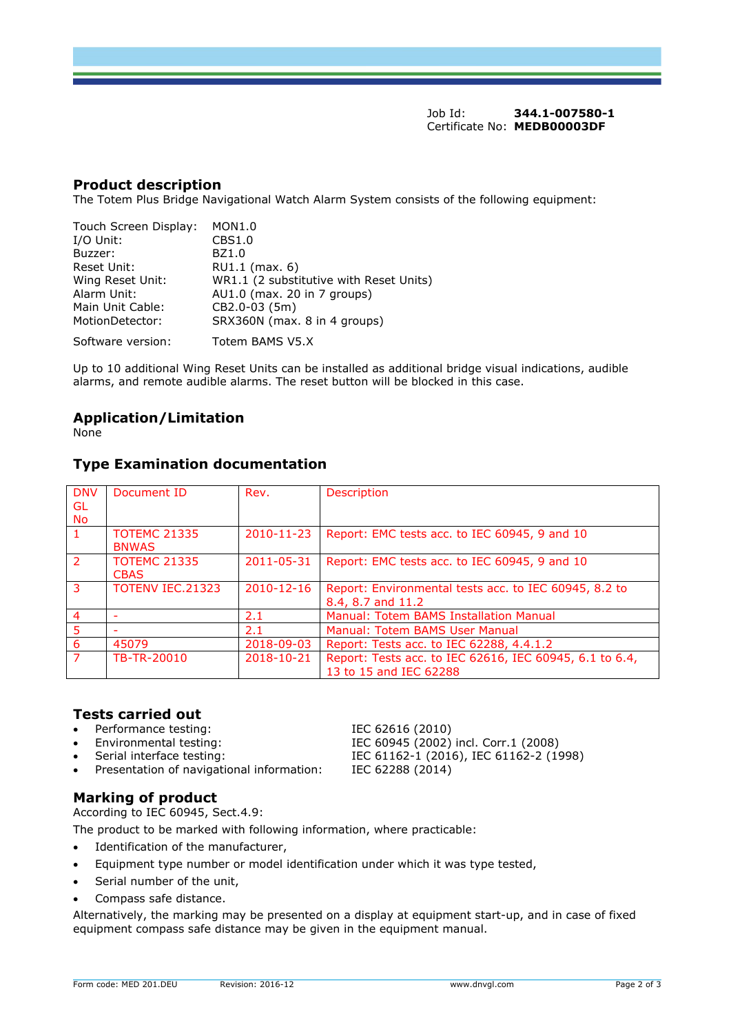Job Id: **344.1-007580-1**
Certificate No: **MEDB00003DF**

## Product description

The Totem Plus Bridge Navigational Watch Alarm System consists of the following equipment:

| | |
|---|---|
| Touch Screen Display: | MON1.0 |
| I/O Unit: | CBS1.0 |
| Buzzer: | BZ1.0 |
| Reset Unit: | RU1.1 (max. 6) |
| Wing Reset Unit: | WR1.1 (2 substitutive with Reset Units) |
| Alarm Unit: | AU1.0 (max. 20 in 7 groups) |
| Main Unit Cable: | CB2.0-03 (5m) |
| MotionDetector: | SRX360N (max. 8 in 4 groups) |
| Software version: | Totem BAMS V5.X |

Up to 10 additional Wing Reset Units can be installed as additional bridge visual indications, audible alarms, and remote audible alarms. The reset button will be blocked in this case.

## Application/Limitation

None

## Type Examination documentation

| DNV GL No | Document ID | Rev. | Description |
|---|---|---|---|
| 1 | TOTEMC 21335 BNWAS | 2010-11-23 | Report: EMC tests acc. to IEC 60945, 9 and 10 |
| 2 | TOTEMC 21335 CBAS | 2011-05-31 | Report: EMC tests acc. to IEC 60945, 9 and 10 |
| 3 | TOTENV IEC.21323 | 2010-12-16 | Report: Environmental tests acc. to IEC 60945, 8.2 to 8.4, 8.7 and 11.2 |
| 4 | - | 2.1 | Manual: Totem BAMS Installation Manual |
| 5 | - | 2.1 | Manual: Totem BAMS User Manual |
| 6 | 45079 | 2018-09-03 | Report: Tests acc. to IEC 62288, 4.4.1.2 |
| 7 | TB-TR-20010 | 2018-10-21 | Report: Tests acc. to IEC 62616, IEC 60945, 6.1 to 6.4, 13 to 15 and IEC 62288 |

## Tests carried out

- Performance testing: IEC 62616 (2010)
- Environmental testing: IEC 60945 (2002) incl. Corr.1 (2008)
- Serial interface testing: IEC 61162-1 (2016), IEC 61162-2 (1998)
- Presentation of navigational information: IEC 62288 (2014)

## Marking of product

According to IEC 60945, Sect.4.9:

The product to be marked with following information, where practicable:

- Identification of the manufacturer,
- Equipment type number or model identification under which it was type tested,
- Serial number of the unit,
- Compass safe distance.

Alternatively, the marking may be presented on a display at equipment start-up, and in case of fixed equipment compass safe distance may be given in the equipment manual.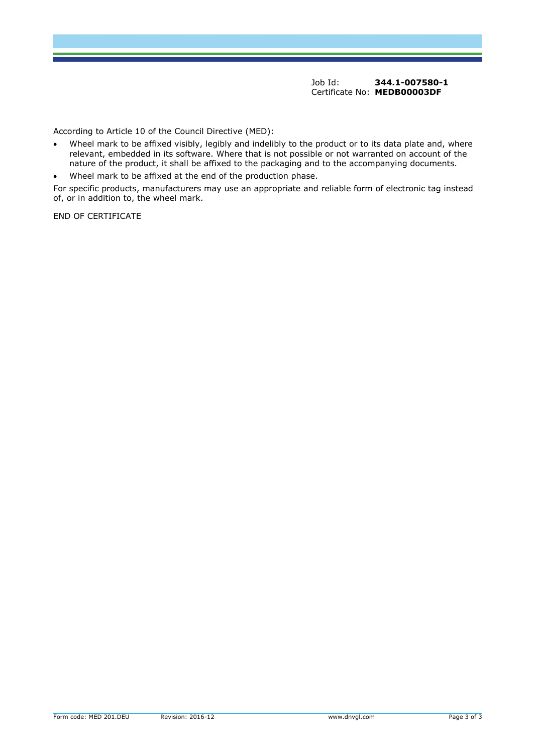Job Id: **344.1-007580-1**
Certificate No: **MEDB00003DF**

According to Article 10 of the Council Directive (MED):

- Wheel mark to be affixed visibly, legibly and indelibly to the product or to its data plate and, where relevant, embedded in its software. Where that is not possible or not warranted on account of the nature of the product, it shall be affixed to the packaging and to the accompanying documents.
- Wheel mark to be affixed at the end of the production phase.

For specific products, manufacturers may use an appropriate and reliable form of electronic tag instead of, or in addition to, the wheel mark.

END OF CERTIFICATE